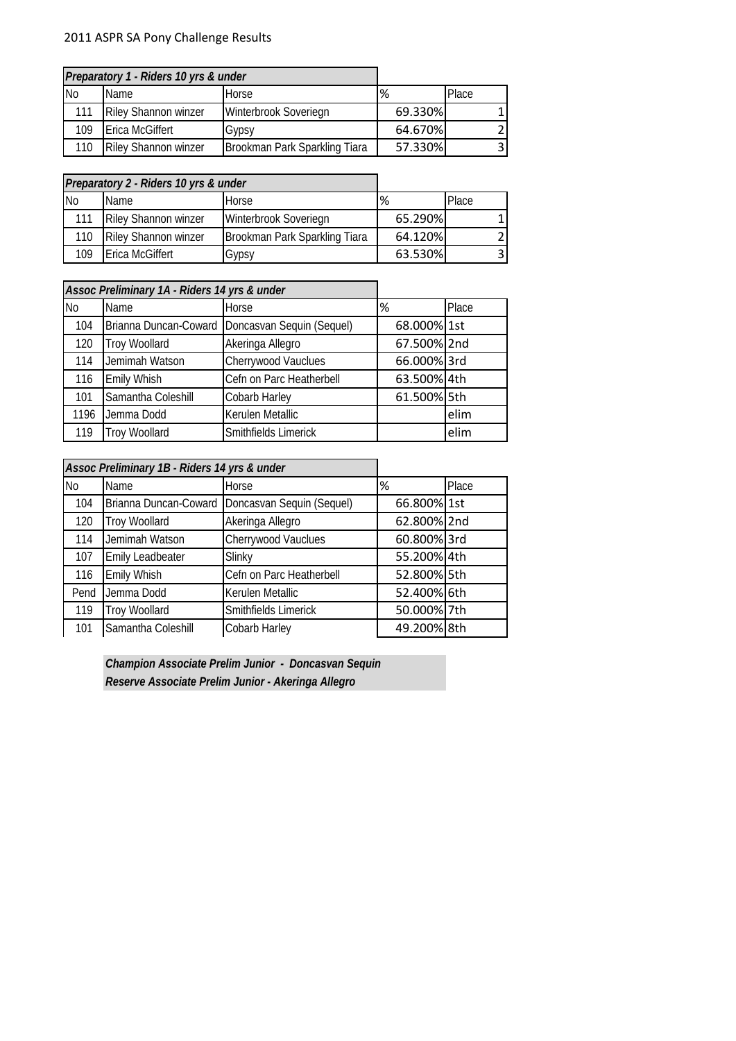2011 ASPR SA Pony Challenge Results

| *Preparatory 1 - Riders 10 yrs & under* | | | | |
|---|---|---|---|---|
| No | Name | Horse | % | Place |
| 111 | Riley Shannon winzer | Winterbrook Soveriegn | 69.330% | 1 |
| 109 | Erica McGiffert | Gypsy | 64.670% | 2 |
| 110 | Riley Shannon winzer | Brookman Park Sparkling Tiara | 57.330% | 3 |

| *Preparatory 2 - Riders 10 yrs & under* | | | | |
|---|---|---|---|---|
| No | Name | Horse | % | Place |
| 111 | Riley Shannon winzer | Winterbrook Soveriegn | 65.290% | 1 |
| 110 | Riley Shannon winzer | Brookman Park Sparkling Tiara | 64.120% | 2 |
| 109 | Erica McGiffert | Gypsy | 63.530% | 3 |

| *Assoc Preliminary 1A - Riders 14 yrs & under* | | | | |
|---|---|---|---|---|
| No | Name | Horse | % | Place |
| 104 | Brianna Duncan-Coward | Doncasvan Sequin (Sequel) | 68.000% | 1st |
| 120 | Troy Woollard | Akeringa Allegro | 67.500% | 2nd |
| 114 | Jemimah Watson | Cherrywood Vauclues | 66.000% | 3rd |
| 116 | Emily Whish | Cefn on Parc Heatherbell | 63.500% | 4th |
| 101 | Samantha Coleshill | Cobarb Harley | 61.500% | 5th |
| 1196 | Jemma Dodd | Kerulen Metallic | | elim |
| 119 | Troy Woollard | Smithfields Limerick | | elim |

| *Assoc Preliminary 1B - Riders 14 yrs & under* | | | | |
|---|---|---|---|---|
| No | Name | Horse | % | Place |
| 104 | Brianna Duncan-Coward | Doncasvan Sequin (Sequel) | 66.800% | 1st |
| 120 | Troy Woollard | Akeringa Allegro | 62.800% | 2nd |
| 114 | Jemimah Watson | Cherrywood Vauclues | 60.800% | 3rd |
| 107 | Emily Leadbeater | Slinky | 55.200% | 4th |
| 116 | Emily Whish | Cefn on Parc Heatherbell | 52.800% | 5th |
| Pend | Jemma Dodd | Kerulen Metallic | 52.400% | 6th |
| 119 | Troy Woollard | Smithfields Limerick | 50.000% | 7th |
| 101 | Samantha Coleshill | Cobarb Harley | 49.200% | 8th |

***Champion Associate Prelim Junior - Doncasvan Sequin***

***Reserve Associate Prelim Junior - Akeringa Allegro***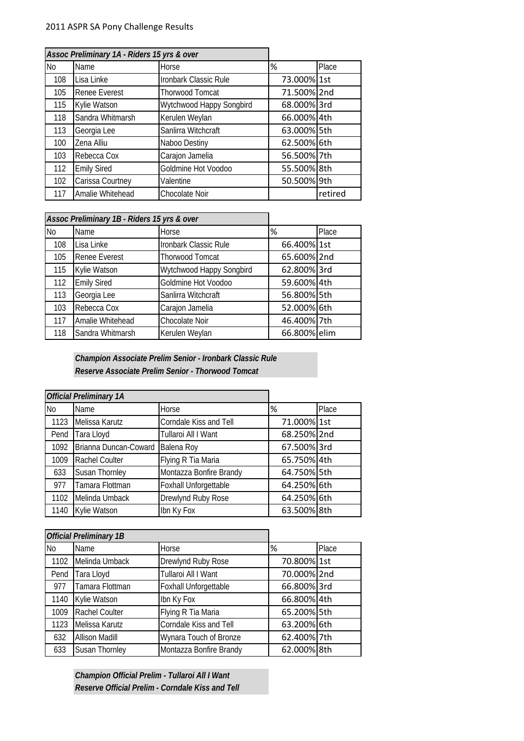2011 ASPR SA Pony Challenge Results

| Assoc Preliminary 1A - Riders 15 yrs & over | | | | |
|---|---|---|---|---|
| No | Name | Horse | % | Place |
| 108 | Lisa Linke | Ironbark Classic Rule | 73.000% | 1st |
| 105 | Renee Everest | Thorwood Tomcat | 71.500% | 2nd |
| 115 | Kylie Watson | Wytchwood Happy Songbird | 68.000% | 3rd |
| 118 | Sandra Whitmarsh | Kerulen Weylan | 66.000% | 4th |
| 113 | Georgia Lee | Sanlirra Witchcraft | 63.000% | 5th |
| 100 | Zena Alliu | Naboo Destiny | 62.500% | 6th |
| 103 | Rebecca Cox | Carajon Jamelia | 56.500% | 7th |
| 112 | Emily Sired | Goldmine Hot Voodoo | 55.500% | 8th |
| 102 | Carissa Courtney | Valentine | 50.500% | 9th |
| 117 | Amalie Whitehead | Chocolate Noir | | retired |

| Assoc Preliminary 1B - Riders 15 yrs & over | | | | |
|---|---|---|---|---|
| No | Name | Horse | % | Place |
| 108 | Lisa Linke | Ironbark Classic Rule | 66.400% | 1st |
| 105 | Renee Everest | Thorwood Tomcat | 65.600% | 2nd |
| 115 | Kylie Watson | Wytchwood Happy Songbird | 62.800% | 3rd |
| 112 | Emily Sired | Goldmine Hot Voodoo | 59.600% | 4th |
| 113 | Georgia Lee | Sanlirra Witchcraft | 56.800% | 5th |
| 103 | Rebecca Cox | Carajon Jamelia | 52.000% | 6th |
| 117 | Amalie Whitehead | Chocolate Noir | 46.400% | 7th |
| 118 | Sandra Whitmarsh | Kerulen Weylan | 66.800% | elim |

***Champion Associate Prelim Senior - Ironbark Classic Rule***
***Reserve Associate Prelim Senior - Thorwood Tomcat***

| Official Preliminary 1A | | | | |
|---|---|---|---|---|
| No | Name | Horse | % | Place |
| 1123 | Melissa Karutz | Corndale Kiss and Tell | 71.000% | 1st |
| Pend | Tara Lloyd | Tullaroi All I Want | 68.250% | 2nd |
| 1092 | Brianna Duncan-Coward | Balena Roy | 67.500% | 3rd |
| 1009 | Rachel Coulter | Flying R Tia Maria | 65.750% | 4th |
| 633 | Susan Thornley | Montazza Bonfire Brandy | 64.750% | 5th |
| 977 | Tamara Flottman | Foxhall Unforgettable | 64.250% | 6th |
| 1102 | Melinda Umback | Drewlynd Ruby Rose | 64.250% | 6th |
| 1140 | Kylie Watson | Ibn Ky Fox | 63.500% | 8th |

| Official Preliminary 1B | | | | |
|---|---|---|---|---|
| No | Name | Horse | % | Place |
| 1102 | Melinda Umback | Drewlynd Ruby Rose | 70.800% | 1st |
| Pend | Tara Lloyd | Tullaroi All I Want | 70.000% | 2nd |
| 977 | Tamara Flottman | Foxhall Unforgettable | 66.800% | 3rd |
| 1140 | Kylie Watson | Ibn Ky Fox | 66.800% | 4th |
| 1009 | Rachel Coulter | Flying R Tia Maria | 65.200% | 5th |
| 1123 | Melissa Karutz | Corndale Kiss and Tell | 63.200% | 6th |
| 632 | Allison Madill | Wynara Touch of Bronze | 62.400% | 7th |
| 633 | Susan Thornley | Montazza Bonfire Brandy | 62.000% | 8th |

***Champion Official Prelim - Tullaroi All I Want***
***Reserve Official Prelim - Corndale Kiss and Tell***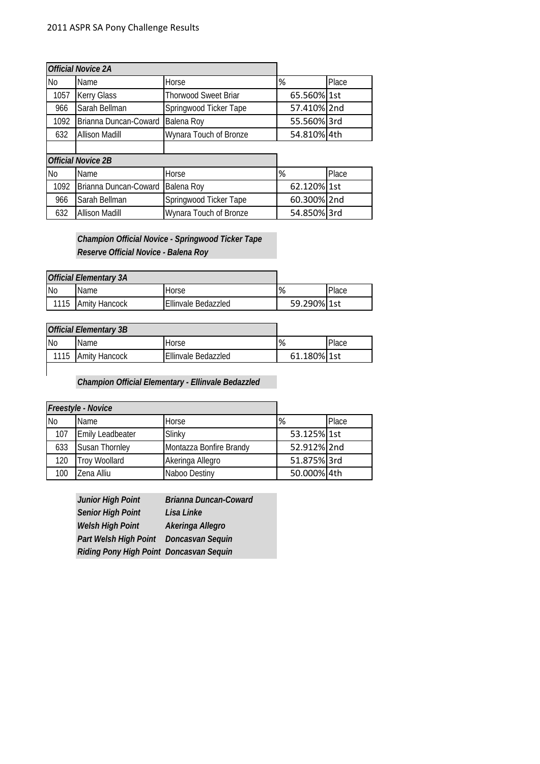2011 ASPR SA Pony Challenge Results

| *Official Novice 2A* | | | | |
|---|---|---|---|---|
| No | Name | Horse | % | Place |
| 1057 | Kerry Glass | Thorwood Sweet Briar | 65.560% | 1st |
| 966 | Sarah Bellman | Springwood Ticker Tape | 57.410% | 2nd |
| 1092 | Brianna Duncan-Coward | Balena Roy | 55.560% | 3rd |
| 632 | Allison Madill | Wynara Touch of Bronze | 54.810% | 4th |

| *Official Novice 2B* | | | | |
|---|---|---|---|---|
| No | Name | Horse | % | Place |
| 1092 | Brianna Duncan-Coward | Balena Roy | 62.120% | 1st |
| 966 | Sarah Bellman | Springwood Ticker Tape | 60.300% | 2nd |
| 632 | Allison Madill | Wynara Touch of Bronze | 54.850% | 3rd |

***Champion Official Novice - Springwood Ticker Tape***
***Reserve Official Novice - Balena Roy***

| *Official Elementary 3A* | | | | |
|---|---|---|---|---|
| No | Name | Horse | % | Place |
| 1115 | Amity Hancock | Ellinvale Bedazzled | 59.290% | 1st |

| *Official Elementary 3B* | | | | |
|---|---|---|---|---|
| No | Name | Horse | % | Place |
| 1115 | Amity Hancock | Ellinvale Bedazzled | 61.180% | 1st |

***Champion Official Elementary - Ellinvale Bedazzled***

| *Freestyle - Novice* | | | | |
|---|---|---|---|---|
| No | Name | Horse | % | Place |
| 107 | Emily Leadbeater | Slinky | 53.125% | 1st |
| 633 | Susan Thornley | Montazza Bonfire Brandy | 52.912% | 2nd |
| 120 | Troy Woollard | Akeringa Allegro | 51.875% | 3rd |
| 100 | Zena Alliu | Naboo Destiny | 50.000% | 4th |

| | |
|---|---|
| ***Junior High Point*** | ***Brianna Duncan-Coward*** |
| ***Senior High Point*** | ***Lisa Linke*** |
| ***Welsh High Point*** | ***Akeringa Allegro*** |
| ***Part Welsh High Point*** | ***Doncasvan Sequin*** |
| ***Riding Pony High Point*** | ***Doncasvan Sequin*** |